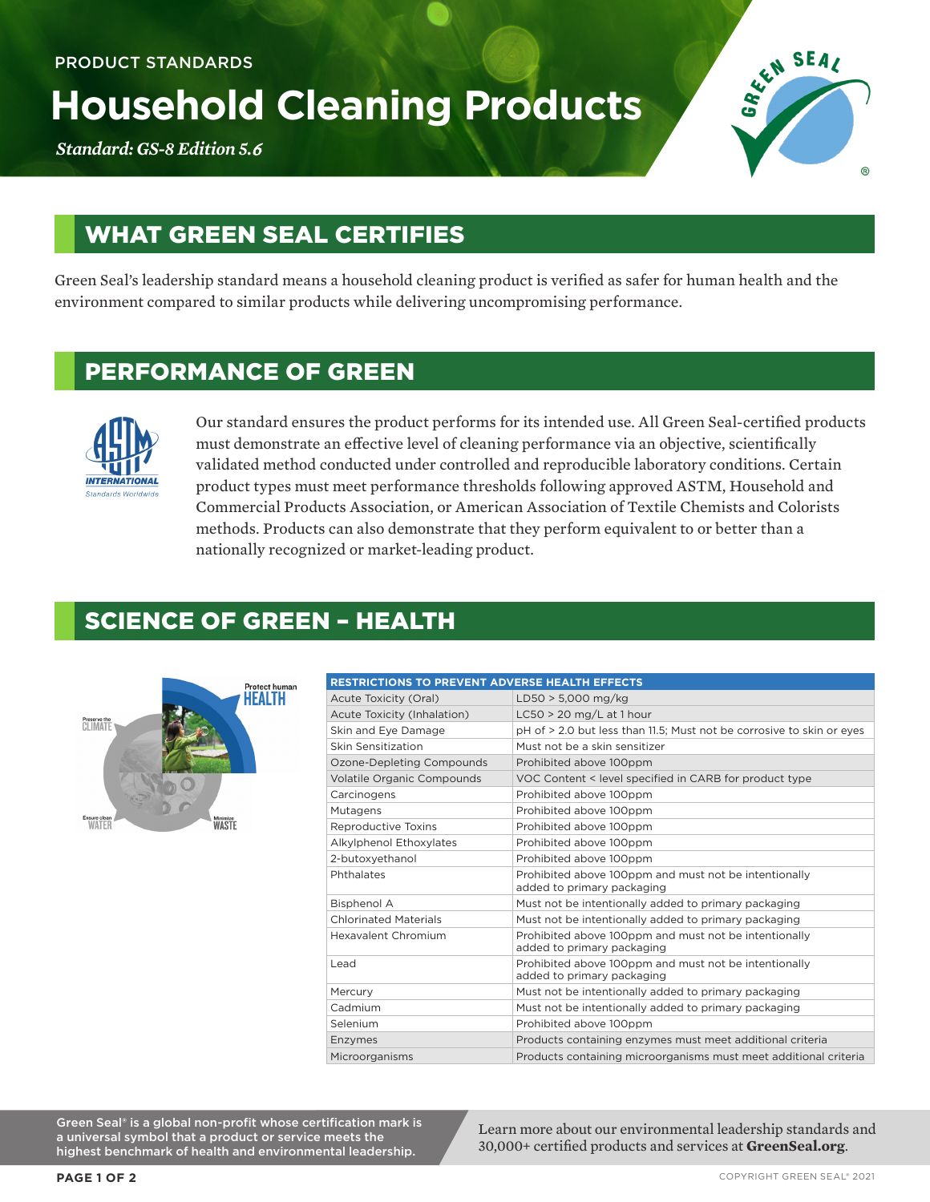PRODUCT STANDARDS

# Household Cleaning Products

*Standard: GS-8 Edition 5.6*

## WHAT GREEN SEAL CERTIFIES

Green Seal's leadership standard means a household cleaning product is verified as safer for human health and the environment compared to similar products while delivering uncompromising performance.

## PERFORMANCE OF GREEN

Our standard ensures the product performs for its intended use. All Green Seal-certified products must demonstrate an effective level of cleaning performance via an objective, scientifically validated method conducted under controlled and reproducible laboratory conditions. Certain product types must meet performance thresholds following approved ASTM, Household and Commercial Products Association, or American Association of Textile Chemists and Colorists methods. Products can also demonstrate that they perform equivalent to or better than a nationally recognized or market-leading product.

## SCIENCE OF GREEN – HEALTH

| RESTRICTIONS TO PREVENT ADVERSE HEALTH EFFECTS | |
|---|---|
| Acute Toxicity (Oral) | LD50 > 5,000 mg/kg |
| Acute Toxicity (Inhalation) | LC50 > 20 mg/L at 1 hour |
| Skin and Eye Damage | pH of > 2.0 but less than 11.5; Must not be corrosive to skin or eyes |
| Skin Sensitization | Must not be a skin sensitizer |
| Ozone-Depleting Compounds | Prohibited above 100ppm |
| Volatile Organic Compounds | VOC Content < level specified in CARB for product type |
| Carcinogens | Prohibited above 100ppm |
| Mutagens | Prohibited above 100ppm |
| Reproductive Toxins | Prohibited above 100ppm |
| Alkylphenol Ethoxylates | Prohibited above 100ppm |
| 2-butoxyethanol | Prohibited above 100ppm |
| Phthalates | Prohibited above 100ppm and must not be intentionally added to primary packaging |
| Bisphenol A | Must not be intentionally added to primary packaging |
| Chlorinated Materials | Must not be intentionally added to primary packaging |
| Hexavalent Chromium | Prohibited above 100ppm and must not be intentionally added to primary packaging |
| Lead | Prohibited above 100ppm and must not be intentionally added to primary packaging |
| Mercury | Must not be intentionally added to primary packaging |
| Cadmium | Must not be intentionally added to primary packaging |
| Selenium | Prohibited above 100ppm |
| Enzymes | Products containing enzymes must meet additional criteria |
| Microorganisms | Products containing microorganisms must meet additional criteria |

Green Seal® is a global non-profit whose certification mark is a universal symbol that a product or service meets the highest benchmark of health and environmental leadership.

Learn more about our environmental leadership standards and 30,000+ certified products and services at **GreenSeal.org**.

COPYRIGHT GREEN SEAL® 2021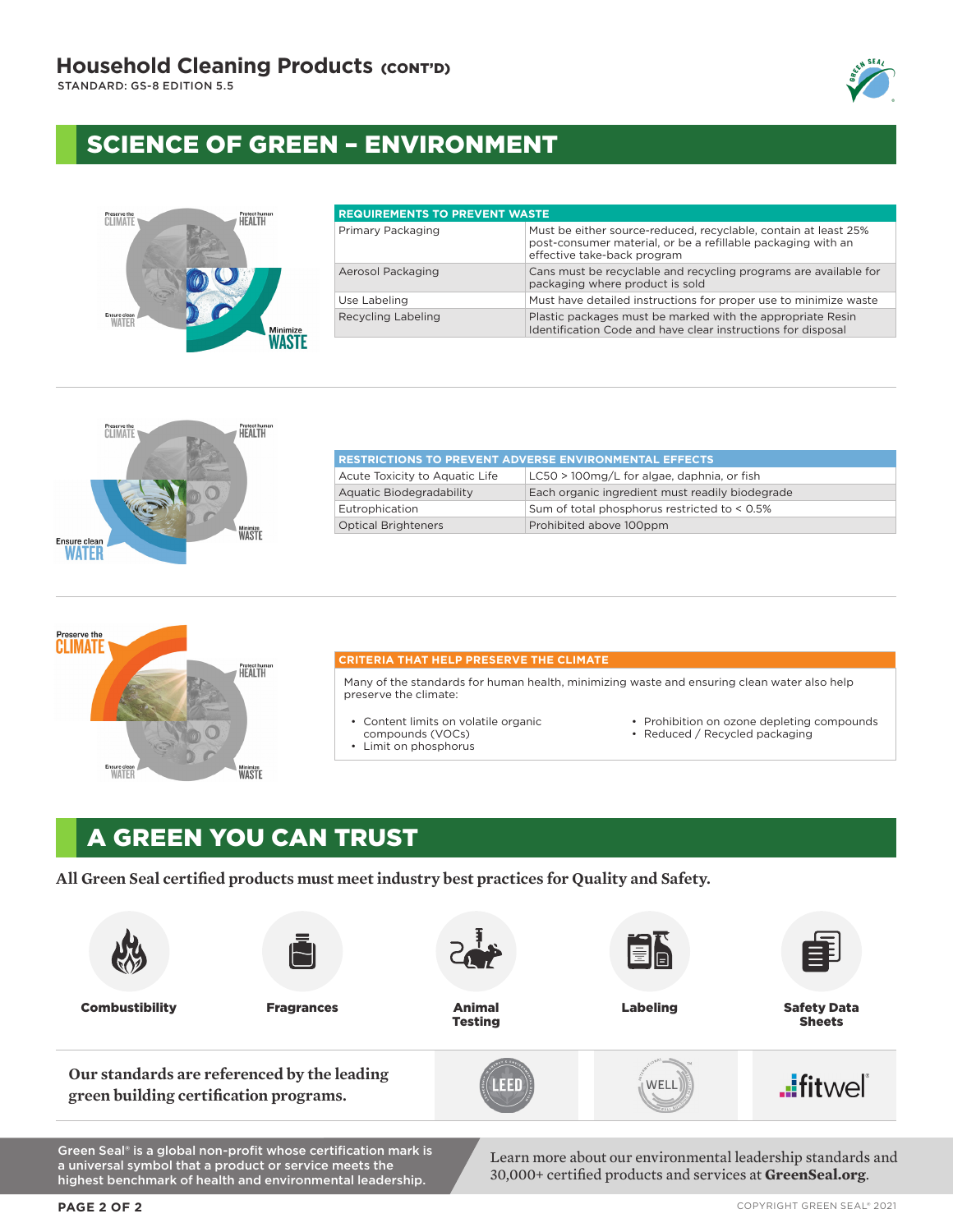# Household Cleaning Products (CONT'D)

STANDARD: GS-8 EDITION 5.5

## SCIENCE OF GREEN – ENVIRONMENT

Preserve the CLIMATE
Protect human HEALTH
Ensure clean WATER
Minimize WASTE

| REQUIREMENTS TO PREVENT WASTE | |
|---|---|
| Primary Packaging | Must be either source-reduced, recyclable, contain at least 25% post-consumer material, or be a refillable packaging with an effective take-back program |
| Aerosol Packaging | Cans must be recyclable and recycling programs are available for packaging where product is sold |
| Use Labeling | Must have detailed instructions for proper use to minimize waste |
| Recycling Labeling | Plastic packages must be marked with the appropriate Resin Identification Code and have clear instructions for disposal |

| RESTRICTIONS TO PREVENT ADVERSE ENVIRONMENTAL EFFECTS | |
|---|---|
| Acute Toxicity to Aquatic Life | LC50 > 100mg/L for algae, daphnia, or fish |
| Aquatic Biodegradability | Each organic ingredient must readily biodegrade |
| Eutrophication | Sum of total phosphorus restricted to < 0.5% |
| Optical Brighteners | Prohibited above 100ppm |

### CRITERIA THAT HELP PRESERVE THE CLIMATE

Many of the standards for human health, minimizing waste and ensuring clean water also help preserve the climate:

- Content limits on volatile organic compounds (VOCs)
- Limit on phosphorus
- Prohibition on ozone depleting compounds
- Reduced / Recycled packaging

## A GREEN YOU CAN TRUST

**All Green Seal certified products must meet industry best practices for Quality and Safety.**

- **Combustibility**
- **Fragrances**
- **Animal Testing**
- **Labeling**
- **Safety Data Sheets**

**Our standards are referenced by the leading green building certification programs.**

LEED | WELL | fitwel

Green Seal® is a global non-profit whose certification mark is a universal symbol that a product or service meets the highest benchmark of health and environmental leadership.

Learn more about our environmental leadership standards and 30,000+ certified products and services at **GreenSeal.org**.

COPYRIGHT GREEN SEAL® 2021